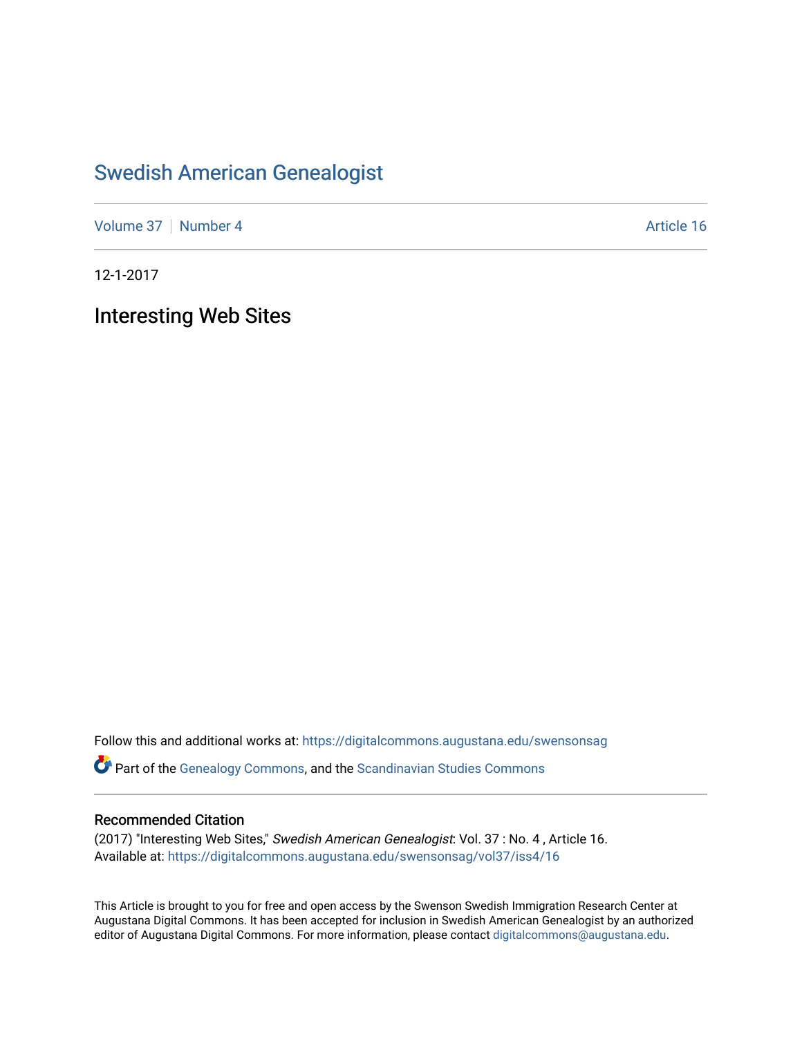# Swedish American Genealogist

Volume 37 | Number 4 | Article 16

12-1-2017

## Interesting Web Sites

Follow this and additional works at: https://digitalcommons.augustana.edu/swensonsag

Part of the Genealogy Commons, and the Scandinavian Studies Commons

### Recommended Citation

(2017) "Interesting Web Sites," *Swedish American Genealogist*: Vol. 37 : No. 4 , Article 16.
Available at: https://digitalcommons.augustana.edu/swensonsag/vol37/iss4/16

This Article is brought to you for free and open access by the Swenson Swedish Immigration Research Center at Augustana Digital Commons. It has been accepted for inclusion in Swedish American Genealogist by an authorized editor of Augustana Digital Commons. For more information, please contact digitalcommons@augustana.edu.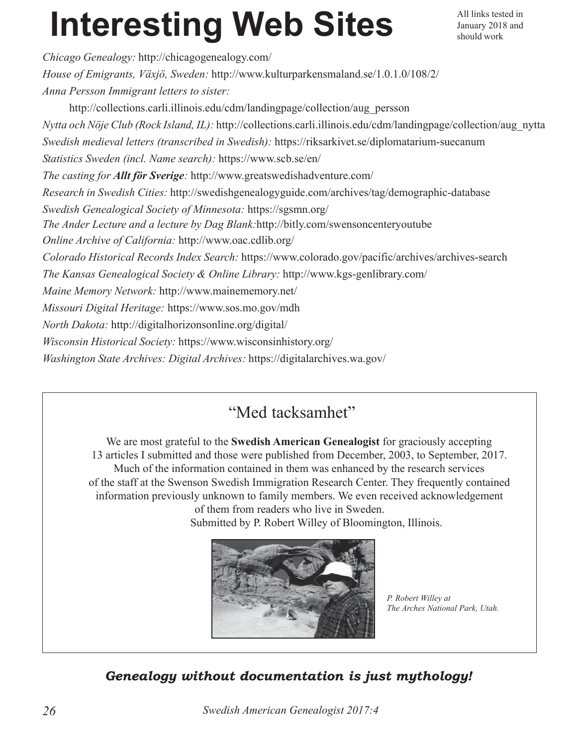# Interesting Web Sites

All links tested in January 2018 and should work

*Chicago Genealogy:* http://chicagogenealogy.com/

*House of Emigrants, Växjö, Sweden:* http://www.kulturparkensmaland.se/1.0.1.0/108/2/

*Anna Persson Immigrant letters to sister:*

http://collections.carli.illinois.edu/cdm/landingpage/collection/aug_persson

*Nytta och Nöje Club (Rock Island, IL):* http://collections.carli.illinois.edu/cdm/landingpage/collection/aug_nytta

*Swedish medieval letters (transcribed in Swedish):* https://riksarkivet.se/diplomatarium-suecanum

*Statistics Sweden (incl. Name search):* https://www.scb.se/en/

*The casting for **Allt för Sverige**:* http://www.greatswedishadventure.com/

*Research in Swedish Cities:* http://swedishgenealogyguide.com/archives/tag/demographic-database

*Swedish Genealogical Society of Minnesota:* https://sgsmn.org/

*The Ander Lecture and a lecture by Dag Blank:*http://bitly.com/swensoncenteryoutube

*Online Archive of California:* http://www.oac.cdlib.org/

*Colorado Historical Records Index Search:* https://www.colorado.gov/pacific/archives/archives-search

*The Kansas Genealogical Society & Online Library:* http://www.kgs-genlibrary.com/

*Maine Memory Network:* http://www.mainememory.net/

*Missouri Digital Heritage:* https://www.sos.mo.gov/mdh

*North Dakota:* http://digitalhorizonsonline.org/digital/

*Wisconsin Historical Society:* https://www.wisconsinhistory.org/

*Washington State Archives: Digital Archives:* https://digitalarchives.wa.gov/

## "Med tacksamhet"

We are most grateful to the **Swedish American Genealogist** for graciously accepting 13 articles I submitted and those were published from December, 2003, to September, 2017. Much of the information contained in them was enhanced by the research services of the staff at the Swenson Swedish Immigration Research Center. They frequently contained information previously unknown to family members. We even received acknowledgement of them from readers who live in Sweden.

Submitted by P. Robert Willey of Bloomington, Illinois.

*P. Robert Willey at The Arches National Park, Utah.*

***Genealogy without documentation is just mythology!***